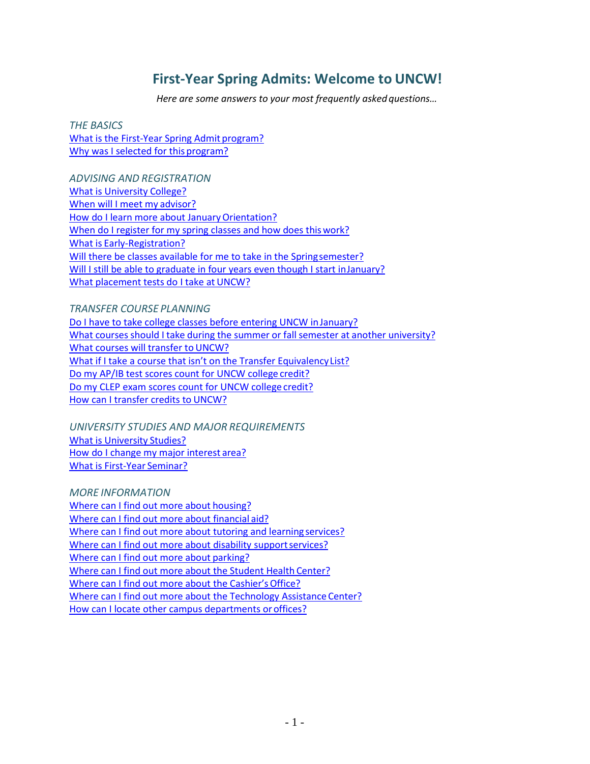# First-Year Spring Admits: Welcome to UNCW!

*Here are some answers to your most frequently asked questions…*

*THE BASICS*

- What is the First-Year Spring Admit program?
- Why was I selected for this program?

*ADVISING AND REGISTRATION*

- What is University College?
- When will I meet my advisor?
- How do I learn more about January Orientation?
- When do I register for my spring classes and how does this work?
- What is Early-Registration?
- Will there be classes available for me to take in the Spring semester?
- Will I still be able to graduate in four years even though I start in January?
- What placement tests do I take at UNCW?

*TRANSFER COURSE PLANNING*

- Do I have to take college classes before entering UNCW in January?
- What courses should I take during the summer or fall semester at another university?
- What courses will transfer to UNCW?
- What if I take a course that isn't on the Transfer Equivalency List?
- Do my AP/IB test scores count for UNCW college credit?
- Do my CLEP exam scores count for UNCW college credit?
- How can I transfer credits to UNCW?

*UNIVERSITY STUDIES AND MAJOR REQUIREMENTS*

- What is University Studies?
- How do I change my major interest area?
- What is First-Year Seminar?

*MORE INFORMATION*

- Where can I find out more about housing?
- Where can I find out more about financial aid?
- Where can I find out more about tutoring and learning services?
- Where can I find out more about disability support services?
- Where can I find out more about parking?
- Where can I find out more about the Student Health Center?
- Where can I find out more about the Cashier's Office?
- Where can I find out more about the Technology Assistance Center?
- How can I locate other campus departments or offices?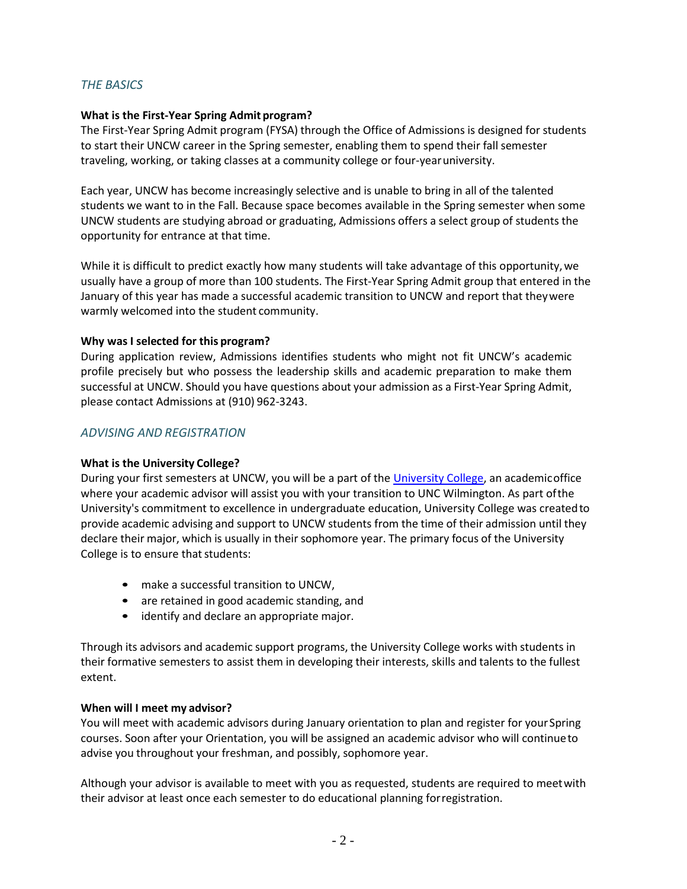## *THE BASICS*

**What is the First-Year Spring Admit program?**

The First-Year Spring Admit program (FYSA) through the Office of Admissions is designed for students to start their UNCW career in the Spring semester, enabling them to spend their fall semester traveling, working, or taking classes at a community college or four-year university.

Each year, UNCW has become increasingly selective and is unable to bring in all of the talented students we want to in the Fall. Because space becomes available in the Spring semester when some UNCW students are studying abroad or graduating, Admissions offers a select group of students the opportunity for entrance at that time.

While it is difficult to predict exactly how many students will take advantage of this opportunity, we usually have a group of more than 100 students. The First-Year Spring Admit group that entered in the January of this year has made a successful academic transition to UNCW and report that they were warmly welcomed into the student community.

**Why was I selected for this program?**

During application review, Admissions identifies students who might not fit UNCW's academic profile precisely but who possess the leadership skills and academic preparation to make them successful at UNCW. Should you have questions about your admission as a First-Year Spring Admit, please contact Admissions at (910) 962-3243.

## *ADVISING AND REGISTRATION*

**What is the University College?**

During your first semesters at UNCW, you will be a part of the University College, an academic office where your academic advisor will assist you with your transition to UNC Wilmington. As part of the University's commitment to excellence in undergraduate education, University College was created to provide academic advising and support to UNCW students from the time of their admission until they declare their major, which is usually in their sophomore year. The primary focus of the University College is to ensure that students:

- make a successful transition to UNCW,
- are retained in good academic standing, and
- identify and declare an appropriate major.

Through its advisors and academic support programs, the University College works with students in their formative semesters to assist them in developing their interests, skills and talents to the fullest extent.

**When will I meet my advisor?**

You will meet with academic advisors during January orientation to plan and register for your Spring courses. Soon after your Orientation, you will be assigned an academic advisor who will continue to advise you throughout your freshman, and possibly, sophomore year.

Although your advisor is available to meet with you as requested, students are required to meet with their advisor at least once each semester to do educational planning for registration.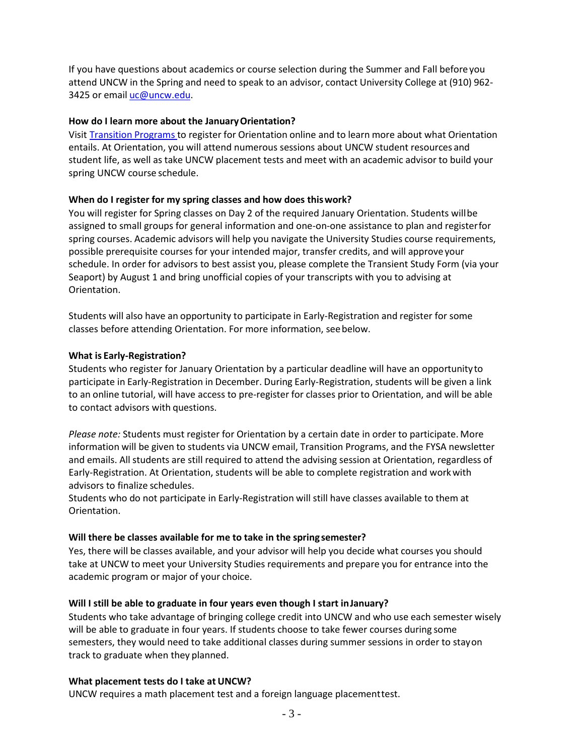If you have questions about academics or course selection during the Summer and Fall before you attend UNCW in the Spring and need to speak to an advisor, contact University College at (910) 962-3425 or email [uc@uncw.edu](mailto:uc@uncw.edu).

**How do I learn more about the January Orientation?**

Visit [Transition Programs](#) to register for Orientation online and to learn more about what Orientation entails. At Orientation, you will attend numerous sessions about UNCW student resources and student life, as well as take UNCW placement tests and meet with an academic advisor to build your spring UNCW course schedule.

**When do I register for my spring classes and how does this work?**

You will register for Spring classes on Day 2 of the required January Orientation. Students will be assigned to small groups for general information and one-on-one assistance to plan and register for spring courses. Academic advisors will help you navigate the University Studies course requirements, possible prerequisite courses for your intended major, transfer credits, and will approve your schedule. In order for advisors to best assist you, please complete the Transient Study Form (via your Seaport) by August 1 and bring unofficial copies of your transcripts with you to advising at Orientation.

Students will also have an opportunity to participate in Early-Registration and register for some classes before attending Orientation. For more information, see below.

**What is Early-Registration?**

Students who register for January Orientation by a particular deadline will have an opportunity to participate in Early-Registration in December. During Early-Registration, students will be given a link to an online tutorial, will have access to pre-register for classes prior to Orientation, and will be able to contact advisors with questions.

*Please note:* Students must register for Orientation by a certain date in order to participate. More information will be given to students via UNCW email, Transition Programs, and the FYSA newsletter and emails. All students are still required to attend the advising session at Orientation, regardless of Early-Registration. At Orientation, students will be able to complete registration and work with advisors to finalize schedules.
Students who do not participate in Early-Registration will still have classes available to them at Orientation.

**Will there be classes available for me to take in the spring semester?**

Yes, there will be classes available, and your advisor will help you decide what courses you should take at UNCW to meet your University Studies requirements and prepare you for entrance into the academic program or major of your choice.

**Will I still be able to graduate in four years even though I start in January?**

Students who take advantage of bringing college credit into UNCW and who use each semester wisely will be able to graduate in four years. If students choose to take fewer courses during some semesters, they would need to take additional classes during summer sessions in order to stay on track to graduate when they planned.

**What placement tests do I take at UNCW?**

UNCW requires a math placement test and a foreign language placement test.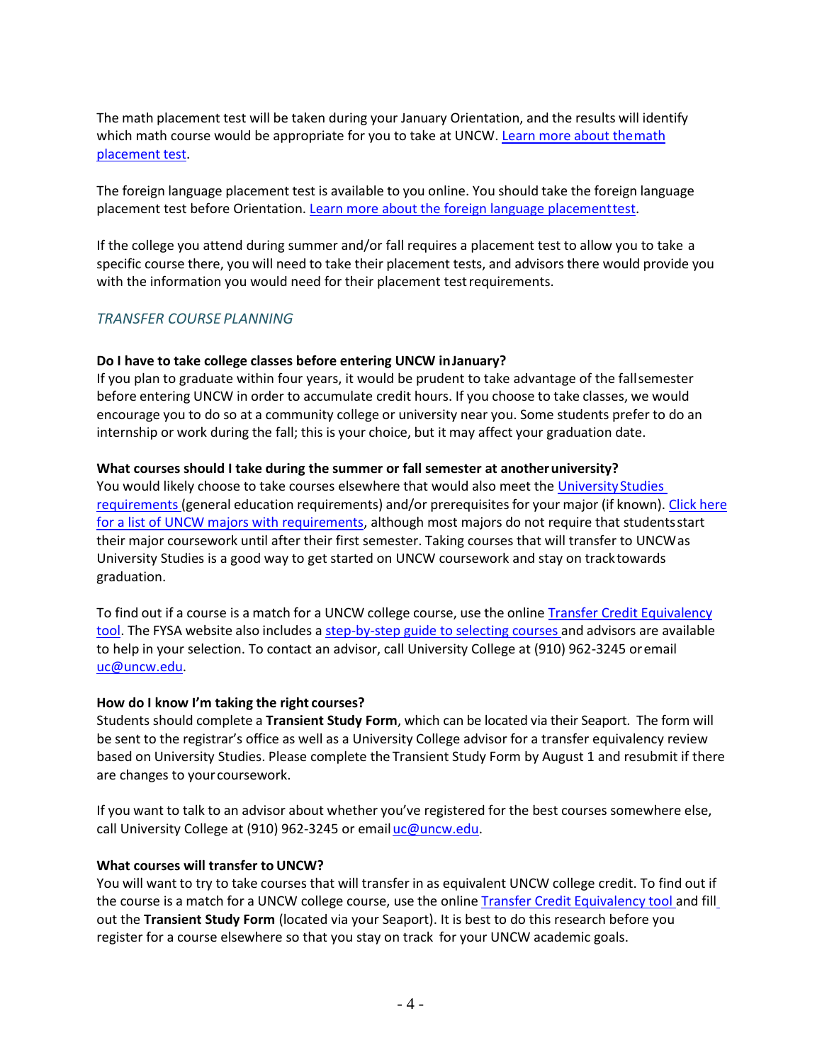The math placement test will be taken during your January Orientation, and the results will identify which math course would be appropriate for you to take at UNCW. [Learn more about the math placement test](#).

The foreign language placement test is available to you online. You should take the foreign language placement test before Orientation. [Learn more about the foreign language placement test](#).

If the college you attend during summer and/or fall requires a placement test to allow you to take a specific course there, you will need to take their placement tests, and advisors there would provide you with the information you would need for their placement test requirements.

### *TRANSFER COURSE PLANNING*

**Do I have to take college classes before entering UNCW in January?**
If you plan to graduate within four years, it would be prudent to take advantage of the fall semester before entering UNCW in order to accumulate credit hours. If you choose to take classes, we would encourage you to do so at a community college or university near you. Some students prefer to do an internship or work during the fall; this is your choice, but it may affect your graduation date.

**What courses should I take during the summer or fall semester at another university?**
You would likely choose to take courses elsewhere that would also meet the [University Studies requirements](#) (general education requirements) and/or prerequisites for your major (if known). [Click here for a list of UNCW majors with requirements](#), although most majors do not require that students start their major coursework until after their first semester. Taking courses that will transfer to UNCW as University Studies is a good way to get started on UNCW coursework and stay on track towards graduation.

To find out if a course is a match for a UNCW college course, use the online [Transfer Credit Equivalency tool](#). The FYSA website also includes a [step-by-step guide to selecting courses](#) and advisors are available to help in your selection. To contact an advisor, call University College at (910) 962-3245 or email [uc@uncw.edu](mailto:uc@uncw.edu).

**How do I know I'm taking the right courses?**
Students should complete a **Transient Study Form**, which can be located via their Seaport. The form will be sent to the registrar's office as well as a University College advisor for a transfer equivalency review based on University Studies. Please complete the Transient Study Form by August 1 and resubmit if there are changes to your coursework.

If you want to talk to an advisor about whether you've registered for the best courses somewhere else, call University College at (910) 962-3245 or email [uc@uncw.edu](mailto:uc@uncw.edu).

**What courses will transfer to UNCW?**
You will want to try to take courses that will transfer in as equivalent UNCW college credit. To find out if the course is a match for a UNCW college course, use the online [Transfer Credit Equivalency tool](#) and fill out the **Transient Study Form** (located via your Seaport). It is best to do this research before you register for a course elsewhere so that you stay on track for your UNCW academic goals.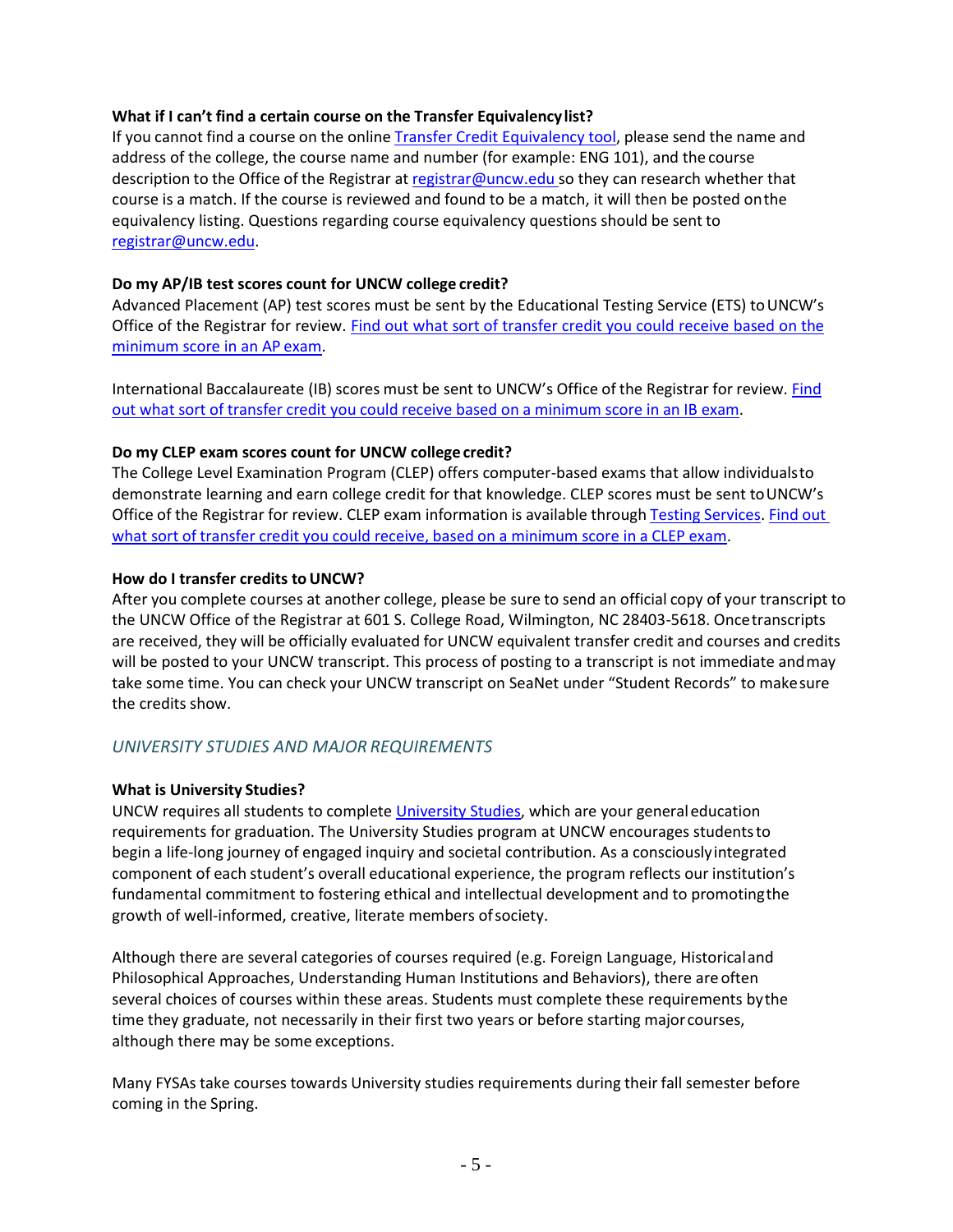**What if I can't find a certain course on the Transfer Equivalency list?**

If you cannot find a course on the online [Transfer Credit Equivalency tool](), please send the name and address of the college, the course name and number (for example: ENG 101), and the course description to the Office of the Registrar at [registrar@uncw.edu]() so they can research whether that course is a match. If the course is reviewed and found to be a match, it will then be posted on the equivalency listing. Questions regarding course equivalency questions should be sent to [registrar@uncw.edu]().

**Do my AP/IB test scores count for UNCW college credit?**

Advanced Placement (AP) test scores must be sent by the Educational Testing Service (ETS) to UNCW's Office of the Registrar for review. [Find out what sort of transfer credit you could receive based on the minimum score in an AP exam]().

International Baccalaureate (IB) scores must be sent to UNCW's Office of the Registrar for review. [Find out what sort of transfer credit you could receive based on a minimum score in an IB exam]().

**Do my CLEP exam scores count for UNCW college credit?**

The College Level Examination Program (CLEP) offers computer-based exams that allow individuals to demonstrate learning and earn college credit for that knowledge. CLEP scores must be sent to UNCW's Office of the Registrar for review. CLEP exam information is available through [Testing Services](). [Find out what sort of transfer credit you could receive, based on a minimum score in a CLEP exam]().

**How do I transfer credits to UNCW?**

After you complete courses at another college, please be sure to send an official copy of your transcript to the UNCW Office of the Registrar at 601 S. College Road, Wilmington, NC 28403-5618. Once transcripts are received, they will be officially evaluated for UNCW equivalent transfer credit and courses and credits will be posted to your UNCW transcript. This process of posting to a transcript is not immediate and may take some time. You can check your UNCW transcript on SeaNet under "Student Records" to make sure the credits show.

## *UNIVERSITY STUDIES AND MAJOR REQUIREMENTS*

**What is University Studies?**

UNCW requires all students to complete [University Studies](), which are your general education requirements for graduation. The University Studies program at UNCW encourages students to begin a life-long journey of engaged inquiry and societal contribution. As a consciously integrated component of each student's overall educational experience, the program reflects our institution's fundamental commitment to fostering ethical and intellectual development and to promoting the growth of well-informed, creative, literate members of society.

Although there are several categories of courses required (e.g. Foreign Language, Historical and Philosophical Approaches, Understanding Human Institutions and Behaviors), there are often several choices of courses within these areas. Students must complete these requirements by the time they graduate, not necessarily in their first two years or before starting major courses, although there may be some exceptions.

Many FYSAs take courses towards University studies requirements during their fall semester before coming in the Spring.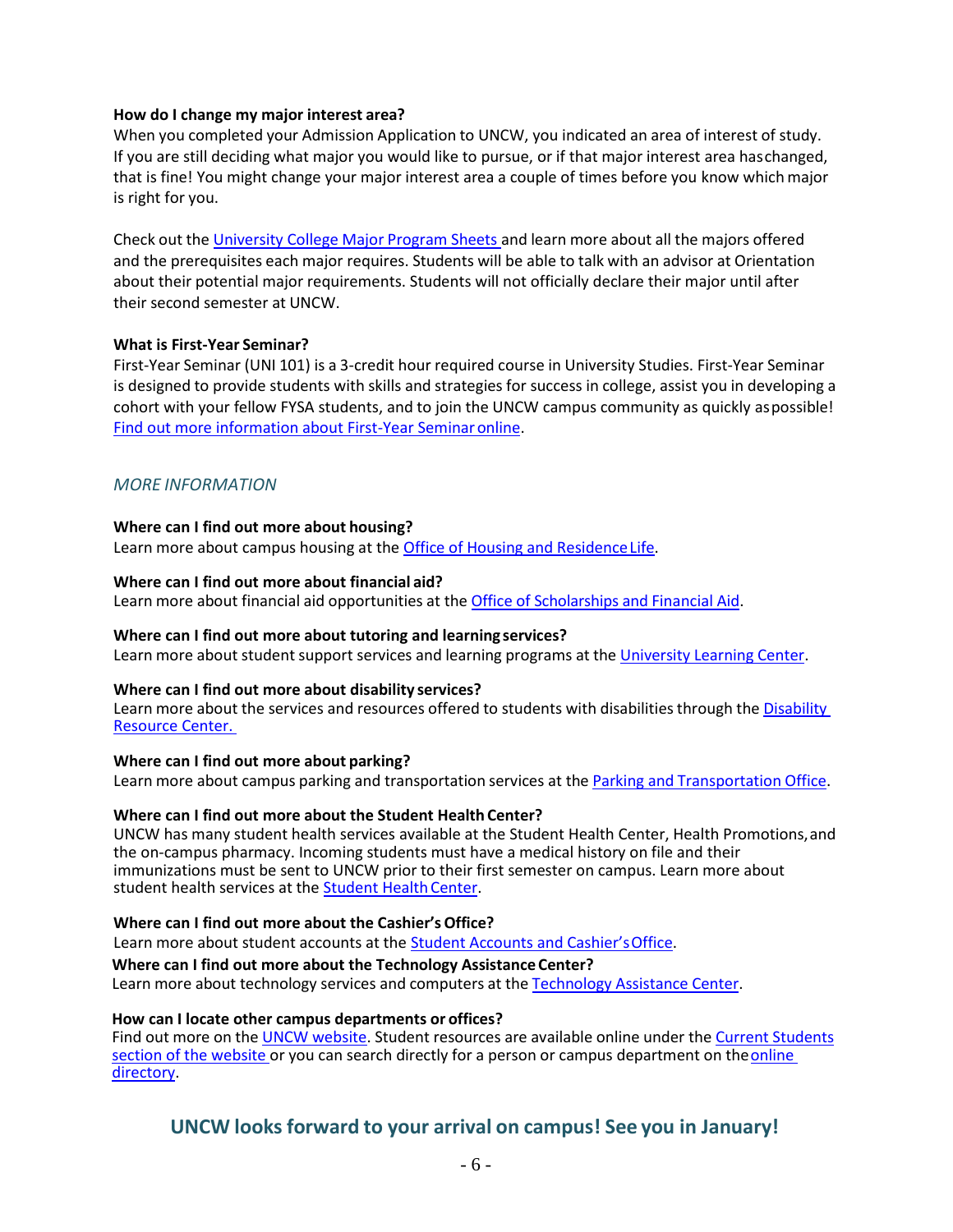**How do I change my major interest area?**

When you completed your Admission Application to UNCW, you indicated an area of interest of study. If you are still deciding what major you would like to pursue, or if that major interest area has changed, that is fine! You might change your major interest area a couple of times before you know which major is right for you.

Check out the University College Major Program Sheets and learn more about all the majors offered and the prerequisites each major requires. Students will be able to talk with an advisor at Orientation about their potential major requirements. Students will not officially declare their major until after their second semester at UNCW.

**What is First-Year Seminar?**

First-Year Seminar (UNI 101) is a 3-credit hour required course in University Studies. First-Year Seminar is designed to provide students with skills and strategies for success in college, assist you in developing a cohort with your fellow FYSA students, and to join the UNCW campus community as quickly as possible! Find out more information about First-Year Seminar online.

## *MORE INFORMATION*

**Where can I find out more about housing?**

Learn more about campus housing at the Office of Housing and Residence Life.

**Where can I find out more about financial aid?**

Learn more about financial aid opportunities at the Office of Scholarships and Financial Aid.

**Where can I find out more about tutoring and learning services?**

Learn more about student support services and learning programs at the University Learning Center.

**Where can I find out more about disability services?**

Learn more about the services and resources offered to students with disabilities through the Disability Resource Center.

**Where can I find out more about parking?**

Learn more about campus parking and transportation services at the Parking and Transportation Office.

**Where can I find out more about the Student Health Center?**

UNCW has many student health services available at the Student Health Center, Health Promotions, and the on-campus pharmacy. Incoming students must have a medical history on file and their immunizations must be sent to UNCW prior to their first semester on campus. Learn more about student health services at the Student Health Center.

**Where can I find out more about the Cashier's Office?**

Learn more about student accounts at the Student Accounts and Cashier's Office.

**Where can I find out more about the Technology Assistance Center?**

Learn more about technology services and computers at the Technology Assistance Center.

**How can I locate other campus departments or offices?**

Find out more on the UNCW website. Student resources are available online under the Current Students section of the website or you can search directly for a person or campus department on the online directory.

## UNCW looks forward to your arrival on campus! See you in January!